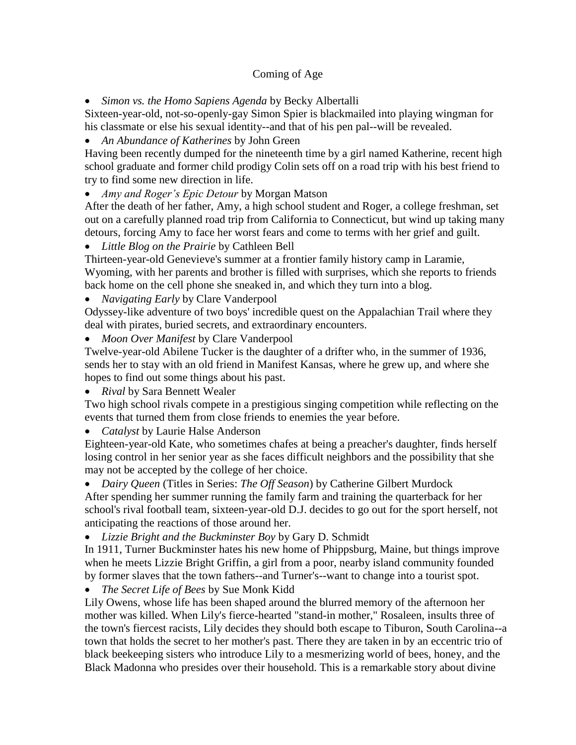# Coming of Age

- *Simon vs. the Homo Sapiens Agenda* by Becky Albertalli

Sixteen-year-old, not-so-openly-gay Simon Spier is blackmailed into playing wingman for his classmate or else his sexual identity--and that of his pen pal--will be revealed.

- *An Abundance of Katherines* by John Green

Having been recently dumped for the nineteenth time by a girl named Katherine, recent high school graduate and former child prodigy Colin sets off on a road trip with his best friend to try to find some new direction in life.

- *Amy and Roger's Epic Detour* by Morgan Matson

After the death of her father, Amy, a high school student and Roger, a college freshman, set out on a carefully planned road trip from California to Connecticut, but wind up taking many detours, forcing Amy to face her worst fears and come to terms with her grief and guilt.

- *Little Blog on the Prairie* by Cathleen Bell

Thirteen-year-old Genevieve's summer at a frontier family history camp in Laramie, Wyoming, with her parents and brother is filled with surprises, which she reports to friends back home on the cell phone she sneaked in, and which they turn into a blog.

- *Navigating Early* by Clare Vanderpool

Odyssey-like adventure of two boys' incredible quest on the Appalachian Trail where they deal with pirates, buried secrets, and extraordinary encounters.

- *Moon Over Manifest* by Clare Vanderpool

Twelve-year-old Abilene Tucker is the daughter of a drifter who, in the summer of 1936, sends her to stay with an old friend in Manifest Kansas, where he grew up, and where she hopes to find out some things about his past.

- *Rival* by Sara Bennett Wealer

Two high school rivals compete in a prestigious singing competition while reflecting on the events that turned them from close friends to enemies the year before.

- *Catalyst* by Laurie Halse Anderson

Eighteen-year-old Kate, who sometimes chafes at being a preacher's daughter, finds herself losing control in her senior year as she faces difficult neighbors and the possibility that she may not be accepted by the college of her choice.

- *Dairy Queen* (Titles in Series: *The Off Season*) by Catherine Gilbert Murdock

After spending her summer running the family farm and training the quarterback for her school's rival football team, sixteen-year-old D.J. decides to go out for the sport herself, not anticipating the reactions of those around her.

- *Lizzie Bright and the Buckminster Boy* by Gary D. Schmidt

In 1911, Turner Buckminster hates his new home of Phippsburg, Maine, but things improve when he meets Lizzie Bright Griffin, a girl from a poor, nearby island community founded by former slaves that the town fathers--and Turner's--want to change into a tourist spot.

- *The Secret Life of Bees* by Sue Monk Kidd

Lily Owens, whose life has been shaped around the blurred memory of the afternoon her mother was killed. When Lily's fierce-hearted "stand-in mother," Rosaleen, insults three of the town's fiercest racists, Lily decides they should both escape to Tiburon, South Carolina--a town that holds the secret to her mother's past. There they are taken in by an eccentric trio of black beekeeping sisters who introduce Lily to a mesmerizing world of bees, honey, and the Black Madonna who presides over their household. This is a remarkable story about divine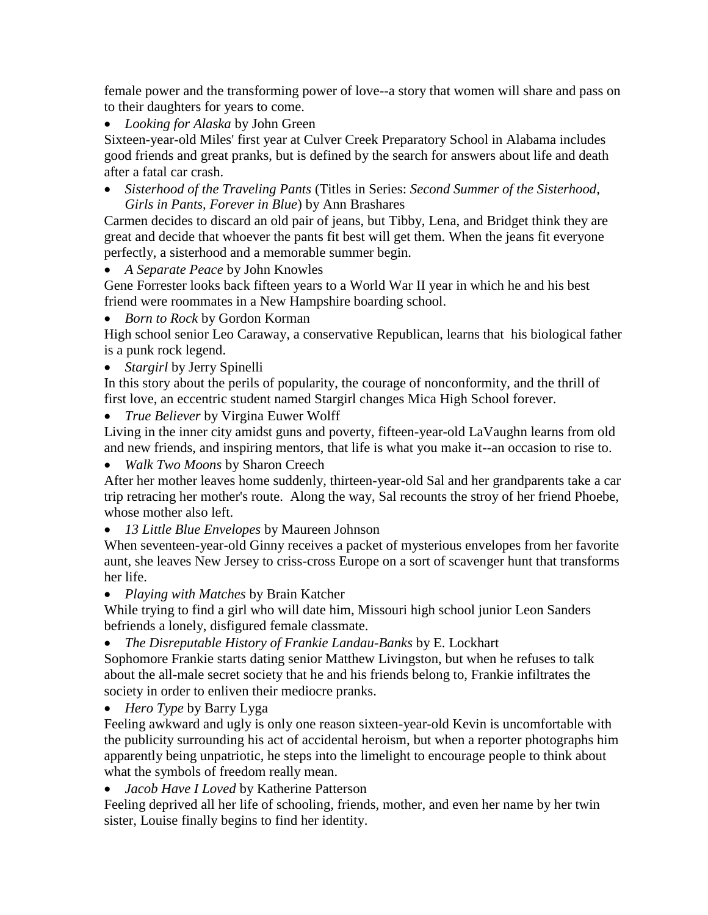female power and the transforming power of love--a story that women will share and pass on to their daughters for years to come.

- *Looking for Alaska* by John Green

Sixteen-year-old Miles' first year at Culver Creek Preparatory School in Alabama includes good friends and great pranks, but is defined by the search for answers about life and death after a fatal car crash.

- *Sisterhood of the Traveling Pants* (Titles in Series: *Second Summer of the Sisterhood, Girls in Pants, Forever in Blue*) by Ann Brashares

Carmen decides to discard an old pair of jeans, but Tibby, Lena, and Bridget think they are great and decide that whoever the pants fit best will get them. When the jeans fit everyone perfectly, a sisterhood and a memorable summer begin.

- *A Separate Peace* by John Knowles

Gene Forrester looks back fifteen years to a World War II year in which he and his best friend were roommates in a New Hampshire boarding school.

- *Born to Rock* by Gordon Korman

High school senior Leo Caraway, a conservative Republican, learns that his biological father is a punk rock legend.

- *Stargirl* by Jerry Spinelli

In this story about the perils of popularity, the courage of nonconformity, and the thrill of first love, an eccentric student named Stargirl changes Mica High School forever.

- *True Believer* by Virgina Euwer Wolff

Living in the inner city amidst guns and poverty, fifteen-year-old LaVaughn learns from old and new friends, and inspiring mentors, that life is what you make it--an occasion to rise to.

- *Walk Two Moons* by Sharon Creech

After her mother leaves home suddenly, thirteen-year-old Sal and her grandparents take a car trip retracing her mother's route. Along the way, Sal recounts the stroy of her friend Phoebe, whose mother also left.

- *13 Little Blue Envelopes* by Maureen Johnson

When seventeen-year-old Ginny receives a packet of mysterious envelopes from her favorite aunt, she leaves New Jersey to criss-cross Europe on a sort of scavenger hunt that transforms her life.

- *Playing with Matches* by Brain Katcher

While trying to find a girl who will date him, Missouri high school junior Leon Sanders befriends a lonely, disfigured female classmate.

- *The Disreputable History of Frankie Landau-Banks* by E. Lockhart

Sophomore Frankie starts dating senior Matthew Livingston, but when he refuses to talk about the all-male secret society that he and his friends belong to, Frankie infiltrates the society in order to enliven their mediocre pranks.

- *Hero Type* by Barry Lyga

Feeling awkward and ugly is only one reason sixteen-year-old Kevin is uncomfortable with the publicity surrounding his act of accidental heroism, but when a reporter photographs him apparently being unpatriotic, he steps into the limelight to encourage people to think about what the symbols of freedom really mean.

- *Jacob Have I Loved* by Katherine Patterson

Feeling deprived all her life of schooling, friends, mother, and even her name by her twin sister, Louise finally begins to find her identity.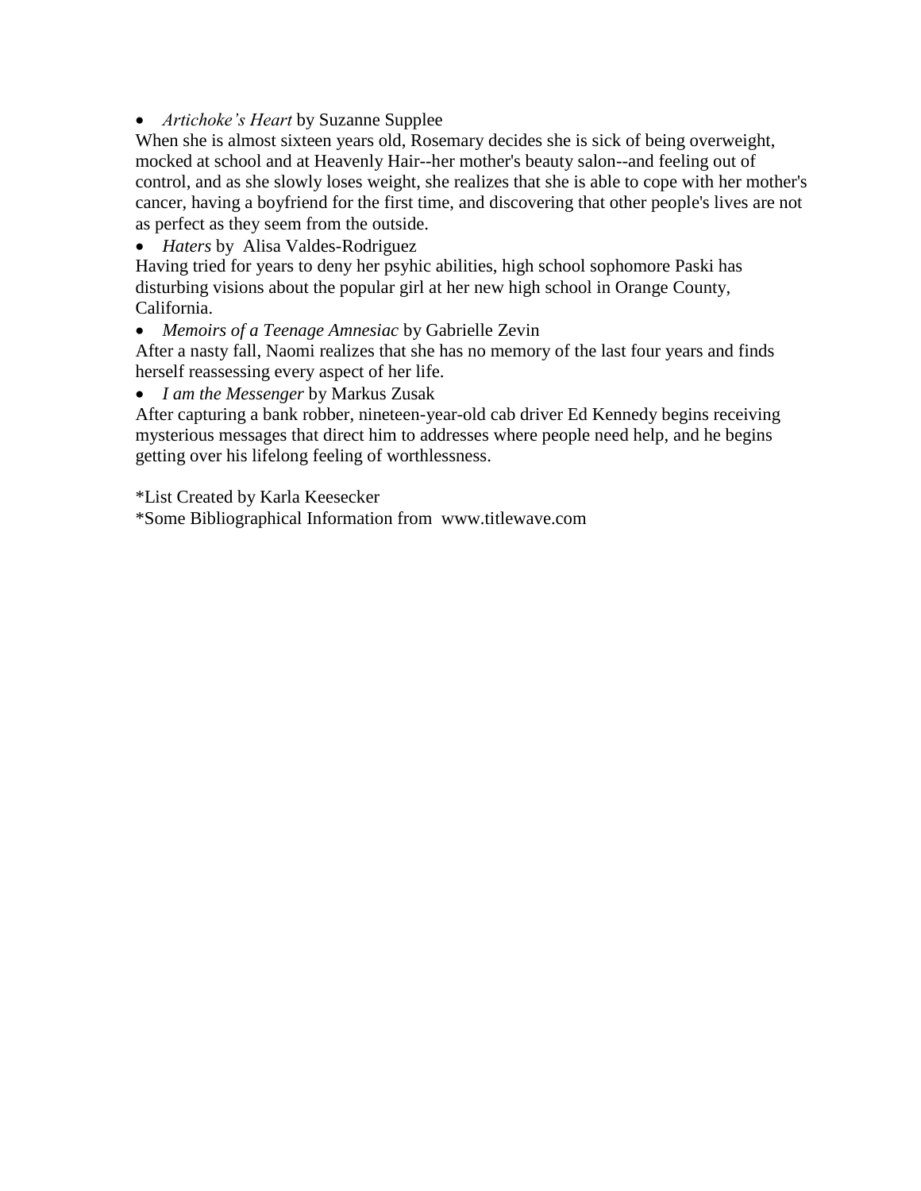- *Artichoke's Heart* by Suzanne Supplee

When she is almost sixteen years old, Rosemary decides she is sick of being overweight, mocked at school and at Heavenly Hair--her mother's beauty salon--and feeling out of control, and as she slowly loses weight, she realizes that she is able to cope with her mother's cancer, having a boyfriend for the first time, and discovering that other people's lives are not as perfect as they seem from the outside.

- *Haters* by Alisa Valdes-Rodriguez

Having tried for years to deny her psyhic abilities, high school sophomore Paski has disturbing visions about the popular girl at her new high school in Orange County, California.

- *Memoirs of a Teenage Amnesiac* by Gabrielle Zevin

After a nasty fall, Naomi realizes that she has no memory of the last four years and finds herself reassessing every aspect of her life.

- *I am the Messenger* by Markus Zusak

After capturing a bank robber, nineteen-year-old cab driver Ed Kennedy begins receiving mysterious messages that direct him to addresses where people need help, and he begins getting over his lifelong feeling of worthlessness.

*List Created by Karla Keesecker
*Some Bibliographical Information from www.titlewave.com